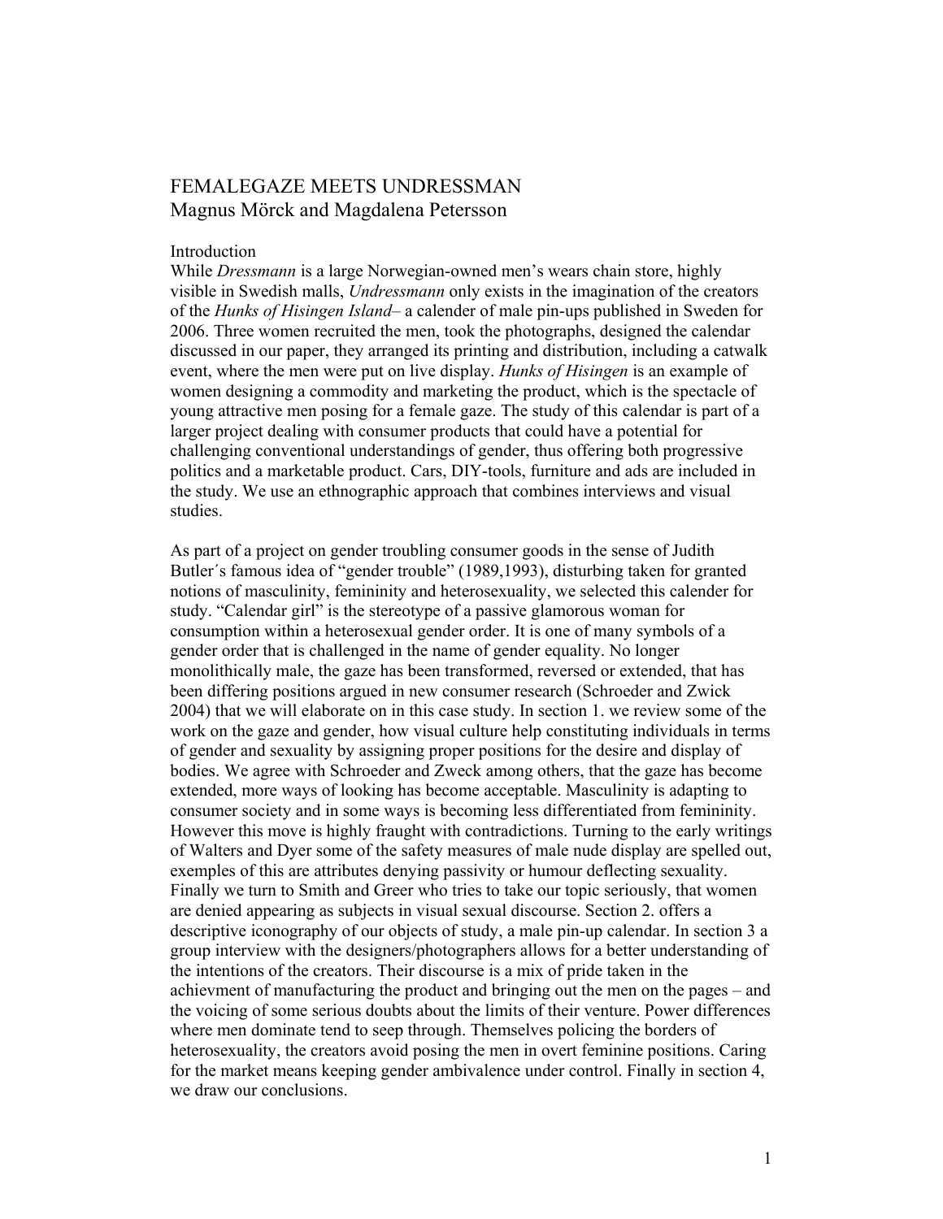# FEMALEGAZE MEETS UNDRESSMAN

Magnus Mörck and Magdalena Petersson

## Introduction

While *Dressmann* is a large Norwegian-owned men's wears chain store, highly visible in Swedish malls, *Undressmann* only exists in the imagination of the creators of the *Hunks of Hisingen Island*– a calender of male pin-ups published in Sweden for 2006. Three women recruited the men, took the photographs, designed the calendar discussed in our paper, they arranged its printing and distribution, including a catwalk event, where the men were put on live display. *Hunks of Hisingen* is an example of women designing a commodity and marketing the product, which is the spectacle of young attractive men posing for a female gaze. The study of this calendar is part of a larger project dealing with consumer products that could have a potential for challenging conventional understandings of gender, thus offering both progressive politics and a marketable product. Cars, DIY-tools, furniture and ads are included in the study. We use an ethnographic approach that combines interviews and visual studies.

As part of a project on gender troubling consumer goods in the sense of Judith Butler´s famous idea of "gender trouble" (1989,1993), disturbing taken for granted notions of masculinity, femininity and heterosexuality, we selected this calender for study. "Calendar girl" is the stereotype of a passive glamorous woman for consumption within a heterosexual gender order. It is one of many symbols of a gender order that is challenged in the name of gender equality. No longer monolithically male, the gaze has been transformed, reversed or extended, that has been differing positions argued in new consumer research (Schroeder and Zwick 2004) that we will elaborate on in this case study. In section 1. we review some of the work on the gaze and gender, how visual culture help constituting individuals in terms of gender and sexuality by assigning proper positions for the desire and display of bodies. We agree with Schroeder and Zweck among others, that the gaze has become extended, more ways of looking has become acceptable. Masculinity is adapting to consumer society and in some ways is becoming less differentiated from femininity. However this move is highly fraught with contradictions. Turning to the early writings of Walters and Dyer some of the safety measures of male nude display are spelled out, exemples of this are attributes denying passivity or humour deflecting sexuality. Finally we turn to Smith and Greer who tries to take our topic seriously, that women are denied appearing as subjects in visual sexual discourse. Section 2. offers a descriptive iconography of our objects of study, a male pin-up calendar. In section 3 a group interview with the designers/photographers allows for a better understanding of the intentions of the creators. Their discourse is a mix of pride taken in the achievment of manufacturing the product and bringing out the men on the pages – and the voicing of some serious doubts about the limits of their venture. Power differences where men dominate tend to seep through. Themselves policing the borders of heterosexuality, the creators avoid posing the men in overt feminine positions. Caring for the market means keeping gender ambivalence under control. Finally in section 4, we draw our conclusions.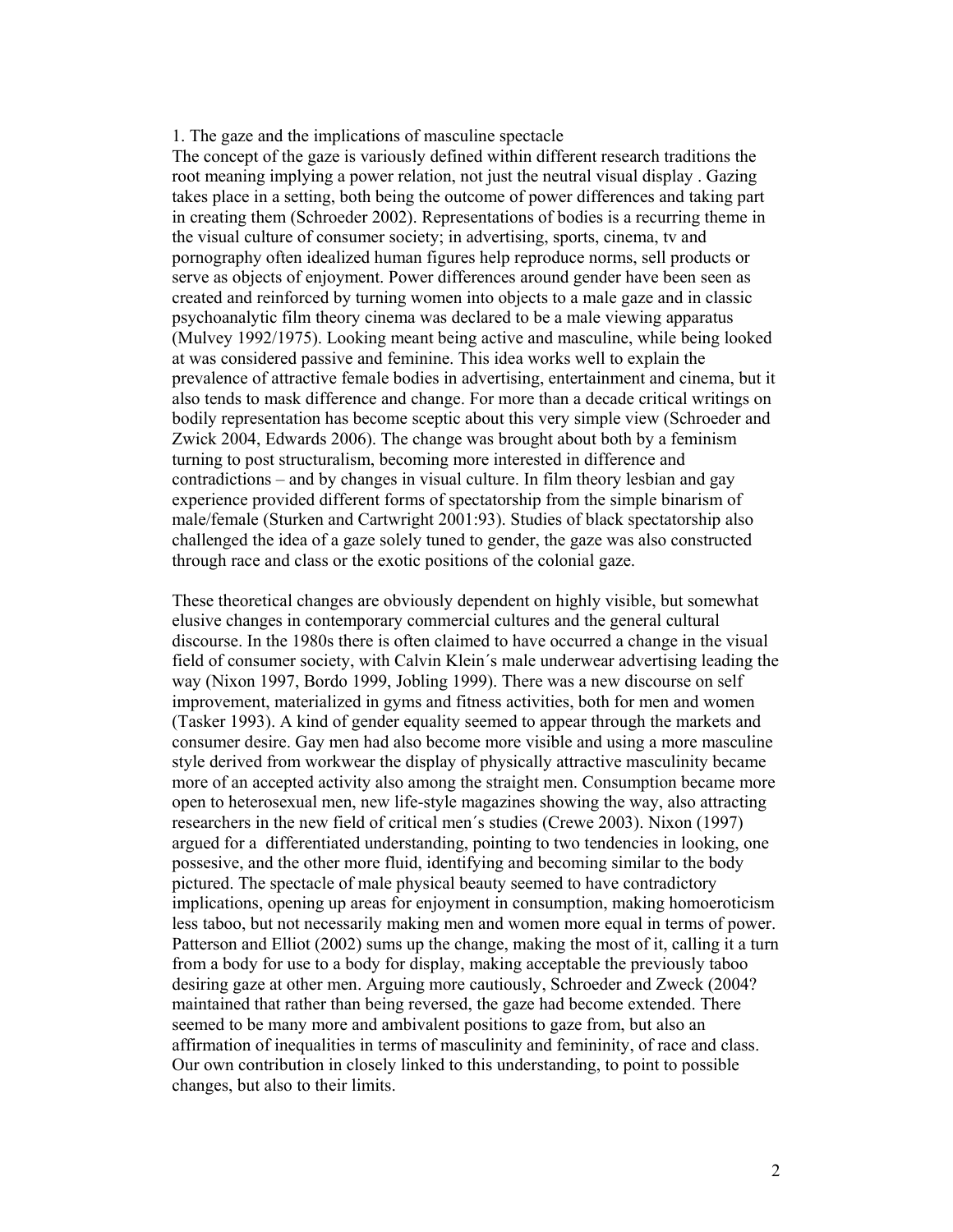## 1. The gaze and the implications of masculine spectacle

The concept of the gaze is variously defined within different research traditions the root meaning implying a power relation, not just the neutral visual display . Gazing takes place in a setting, both being the outcome of power differences and taking part in creating them (Schroeder 2002). Representations of bodies is a recurring theme in the visual culture of consumer society; in advertising, sports, cinema, tv and pornography often idealized human figures help reproduce norms, sell products or serve as objects of enjoyment. Power differences around gender have been seen as created and reinforced by turning women into objects to a male gaze and in classic psychoanalytic film theory cinema was declared to be a male viewing apparatus (Mulvey 1992/1975). Looking meant being active and masculine, while being looked at was considered passive and feminine. This idea works well to explain the prevalence of attractive female bodies in advertising, entertainment and cinema, but it also tends to mask difference and change. For more than a decade critical writings on bodily representation has become sceptic about this very simple view (Schroeder and Zwick 2004, Edwards 2006). The change was brought about both by a feminism turning to post structuralism, becoming more interested in difference and contradictions – and by changes in visual culture. In film theory lesbian and gay experience provided different forms of spectatorship from the simple binarism of male/female (Sturken and Cartwright 2001:93). Studies of black spectatorship also challenged the idea of a gaze solely tuned to gender, the gaze was also constructed through race and class or the exotic positions of the colonial gaze.

These theoretical changes are obviously dependent on highly visible, but somewhat elusive changes in contemporary commercial cultures and the general cultural discourse. In the 1980s there is often claimed to have occurred a change in the visual field of consumer society, with Calvin Klein´s male underwear advertising leading the way (Nixon 1997, Bordo 1999, Jobling 1999). There was a new discourse on self improvement, materialized in gyms and fitness activities, both for men and women (Tasker 1993). A kind of gender equality seemed to appear through the markets and consumer desire. Gay men had also become more visible and using a more masculine style derived from workwear the display of physically attractive masculinity became more of an accepted activity also among the straight men. Consumption became more open to heterosexual men, new life-style magazines showing the way, also attracting researchers in the new field of critical men´s studies (Crewe 2003). Nixon (1997) argued for a differentiated understanding, pointing to two tendencies in looking, one possesive, and the other more fluid, identifying and becoming similar to the body pictured. The spectacle of male physical beauty seemed to have contradictory implications, opening up areas for enjoyment in consumption, making homoeroticism less taboo, but not necessarily making men and women more equal in terms of power. Patterson and Elliot (2002) sums up the change, making the most of it, calling it a turn from a body for use to a body for display, making acceptable the previously taboo desiring gaze at other men. Arguing more cautiously, Schroeder and Zweck (2004? maintained that rather than being reversed, the gaze had become extended. There seemed to be many more and ambivalent positions to gaze from, but also an affirmation of inequalities in terms of masculinity and femininity, of race and class. Our own contribution in closely linked to this understanding, to point to possible changes, but also to their limits.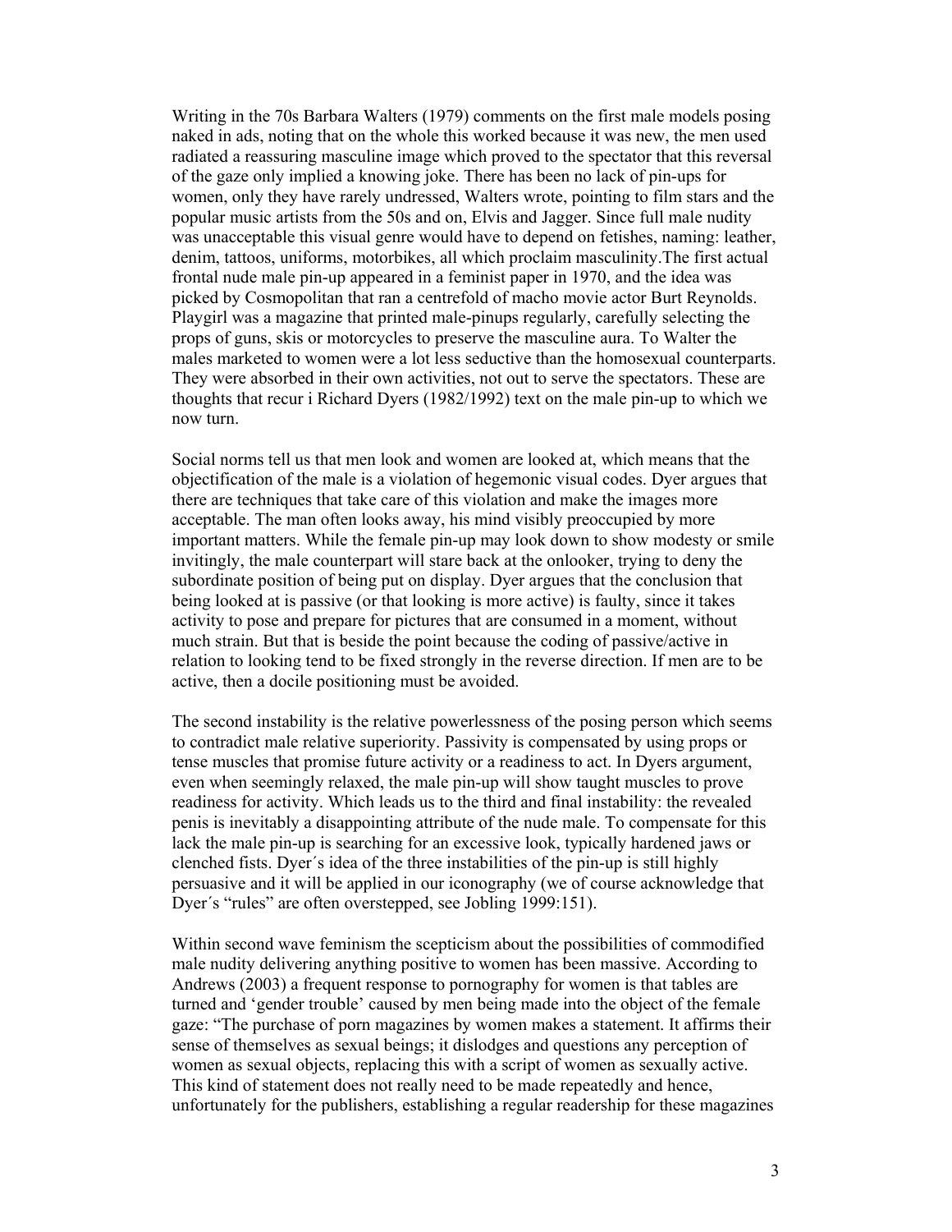Writing in the 70s Barbara Walters (1979) comments on the first male models posing naked in ads, noting that on the whole this worked because it was new, the men used radiated a reassuring masculine image which proved to the spectator that this reversal of the gaze only implied a knowing joke. There has been no lack of pin-ups for women, only they have rarely undressed, Walters wrote, pointing to film stars and the popular music artists from the 50s and on, Elvis and Jagger. Since full male nudity was unacceptable this visual genre would have to depend on fetishes, naming: leather, denim, tattoos, uniforms, motorbikes, all which proclaim masculinity.The first actual frontal nude male pin-up appeared in a feminist paper in 1970, and the idea was picked by Cosmopolitan that ran a centrefold of macho movie actor Burt Reynolds. Playgirl was a magazine that printed male-pinups regularly, carefully selecting the props of guns, skis or motorcycles to preserve the masculine aura. To Walter the males marketed to women were a lot less seductive than the homosexual counterparts. They were absorbed in their own activities, not out to serve the spectators. These are thoughts that recur i Richard Dyers (1982/1992) text on the male pin-up to which we now turn.

Social norms tell us that men look and women are looked at, which means that the objectification of the male is a violation of hegemonic visual codes. Dyer argues that there are techniques that take care of this violation and make the images more acceptable. The man often looks away, his mind visibly preoccupied by more important matters. While the female pin-up may look down to show modesty or smile invitingly, the male counterpart will stare back at the onlooker, trying to deny the subordinate position of being put on display. Dyer argues that the conclusion that being looked at is passive (or that looking is more active) is faulty, since it takes activity to pose and prepare for pictures that are consumed in a moment, without much strain. But that is beside the point because the coding of passive/active in relation to looking tend to be fixed strongly in the reverse direction. If men are to be active, then a docile positioning must be avoided.

The second instability is the relative powerlessness of the posing person which seems to contradict male relative superiority. Passivity is compensated by using props or tense muscles that promise future activity or a readiness to act. In Dyers argument, even when seemingly relaxed, the male pin-up will show taught muscles to prove readiness for activity. Which leads us to the third and final instability: the revealed penis is inevitably a disappointing attribute of the nude male. To compensate for this lack the male pin-up is searching for an excessive look, typically hardened jaws or clenched fists. Dyer´s idea of the three instabilities of the pin-up is still highly persuasive and it will be applied in our iconography (we of course acknowledge that Dyer´s "rules" are often overstepped, see Jobling 1999:151).

Within second wave feminism the scepticism about the possibilities of commodified male nudity delivering anything positive to women has been massive. According to Andrews (2003) a frequent response to pornography for women is that tables are turned and 'gender trouble' caused by men being made into the object of the female gaze: "The purchase of porn magazines by women makes a statement. It affirms their sense of themselves as sexual beings; it dislodges and questions any perception of women as sexual objects, replacing this with a script of women as sexually active. This kind of statement does not really need to be made repeatedly and hence, unfortunately for the publishers, establishing a regular readership for these magazines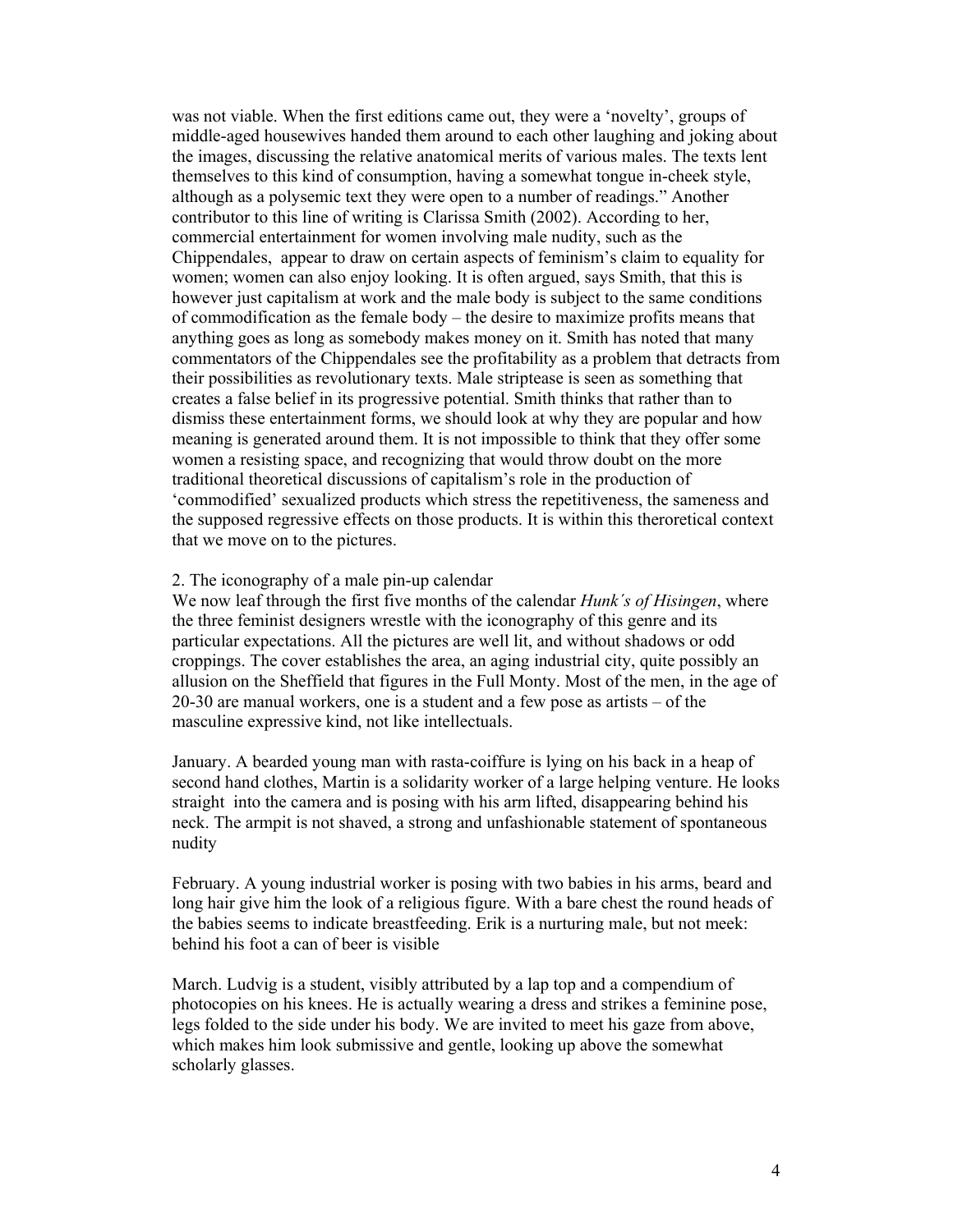was not viable. When the first editions came out, they were a 'novelty', groups of middle-aged housewives handed them around to each other laughing and joking about the images, discussing the relative anatomical merits of various males. The texts lent themselves to this kind of consumption, having a somewhat tongue in-cheek style, although as a polysemic text they were open to a number of readings." Another contributor to this line of writing is Clarissa Smith (2002). According to her, commercial entertainment for women involving male nudity, such as the Chippendales, appear to draw on certain aspects of feminism's claim to equality for women; women can also enjoy looking. It is often argued, says Smith, that this is however just capitalism at work and the male body is subject to the same conditions of commodification as the female body – the desire to maximize profits means that anything goes as long as somebody makes money on it. Smith has noted that many commentators of the Chippendales see the profitability as a problem that detracts from their possibilities as revolutionary texts. Male striptease is seen as something that creates a false belief in its progressive potential. Smith thinks that rather than to dismiss these entertainment forms, we should look at why they are popular and how meaning is generated around them. It is not impossible to think that they offer some women a resisting space, and recognizing that would throw doubt on the more traditional theoretical discussions of capitalism's role in the production of 'commodified' sexualized products which stress the repetitiveness, the sameness and the supposed regressive effects on those products. It is within this theroretical context that we move on to the pictures.

## 2. The iconography of a male pin-up calendar

We now leaf through the first five months of the calendar *Hunk´s of Hisingen*, where the three feminist designers wrestle with the iconography of this genre and its particular expectations. All the pictures are well lit, and without shadows or odd croppings. The cover establishes the area, an aging industrial city, quite possibly an allusion on the Sheffield that figures in the Full Monty. Most of the men, in the age of 20-30 are manual workers, one is a student and a few pose as artists – of the masculine expressive kind, not like intellectuals.

January. A bearded young man with rasta-coiffure is lying on his back in a heap of second hand clothes, Martin is a solidarity worker of a large helping venture. He looks straight into the camera and is posing with his arm lifted, disappearing behind his neck. The armpit is not shaved, a strong and unfashionable statement of spontaneous nudity

February. A young industrial worker is posing with two babies in his arms, beard and long hair give him the look of a religious figure. With a bare chest the round heads of the babies seems to indicate breastfeeding. Erik is a nurturing male, but not meek: behind his foot a can of beer is visible

March. Ludvig is a student, visibly attributed by a lap top and a compendium of photocopies on his knees. He is actually wearing a dress and strikes a feminine pose, legs folded to the side under his body. We are invited to meet his gaze from above, which makes him look submissive and gentle, looking up above the somewhat scholarly glasses.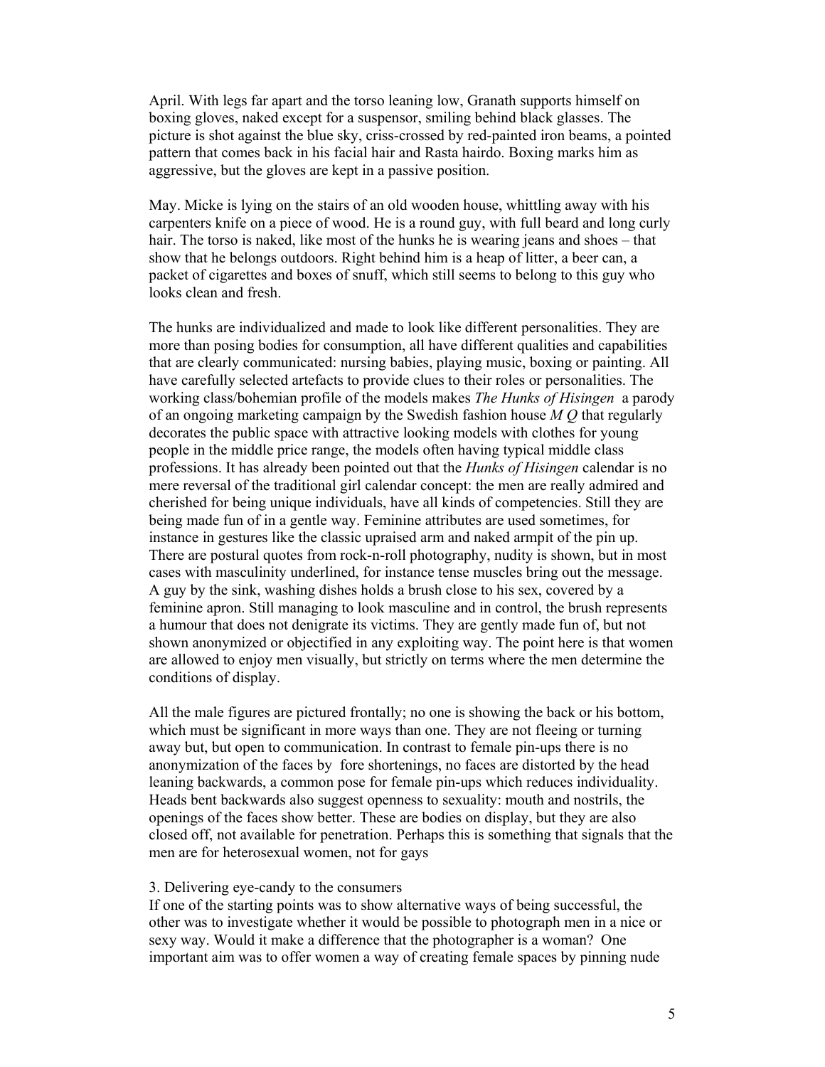April. With legs far apart and the torso leaning low, Granath supports himself on boxing gloves, naked except for a suspensor, smiling behind black glasses. The picture is shot against the blue sky, criss-crossed by red-painted iron beams, a pointed pattern that comes back in his facial hair and Rasta hairdo. Boxing marks him as aggressive, but the gloves are kept in a passive position.

May. Micke is lying on the stairs of an old wooden house, whittling away with his carpenters knife on a piece of wood. He is a round guy, with full beard and long curly hair. The torso is naked, like most of the hunks he is wearing jeans and shoes – that show that he belongs outdoors. Right behind him is a heap of litter, a beer can, a packet of cigarettes and boxes of snuff, which still seems to belong to this guy who looks clean and fresh.

The hunks are individualized and made to look like different personalities. They are more than posing bodies for consumption, all have different qualities and capabilities that are clearly communicated: nursing babies, playing music, boxing or painting. All have carefully selected artefacts to provide clues to their roles or personalities. The working class/bohemian profile of the models makes *The Hunks of Hisingen* a parody of an ongoing marketing campaign by the Swedish fashion house *M Q* that regularly decorates the public space with attractive looking models with clothes for young people in the middle price range, the models often having typical middle class professions. It has already been pointed out that the *Hunks of Hisingen* calendar is no mere reversal of the traditional girl calendar concept: the men are really admired and cherished for being unique individuals, have all kinds of competencies. Still they are being made fun of in a gentle way. Feminine attributes are used sometimes, for instance in gestures like the classic upraised arm and naked armpit of the pin up. There are postural quotes from rock-n-roll photography, nudity is shown, but in most cases with masculinity underlined, for instance tense muscles bring out the message. A guy by the sink, washing dishes holds a brush close to his sex, covered by a feminine apron. Still managing to look masculine and in control, the brush represents a humour that does not denigrate its victims. They are gently made fun of, but not shown anonymized or objectified in any exploiting way. The point here is that women are allowed to enjoy men visually, but strictly on terms where the men determine the conditions of display.

All the male figures are pictured frontally; no one is showing the back or his bottom, which must be significant in more ways than one. They are not fleeing or turning away but, but open to communication. In contrast to female pin-ups there is no anonymization of the faces by fore shortenings, no faces are distorted by the head leaning backwards, a common pose for female pin-ups which reduces individuality. Heads bent backwards also suggest openness to sexuality: mouth and nostrils, the openings of the faces show better. These are bodies on display, but they are also closed off, not available for penetration. Perhaps this is something that signals that the men are for heterosexual women, not for gays

## 3. Delivering eye-candy to the consumers

If one of the starting points was to show alternative ways of being successful, the other was to investigate whether it would be possible to photograph men in a nice or sexy way. Would it make a difference that the photographer is a woman? One important aim was to offer women a way of creating female spaces by pinning nude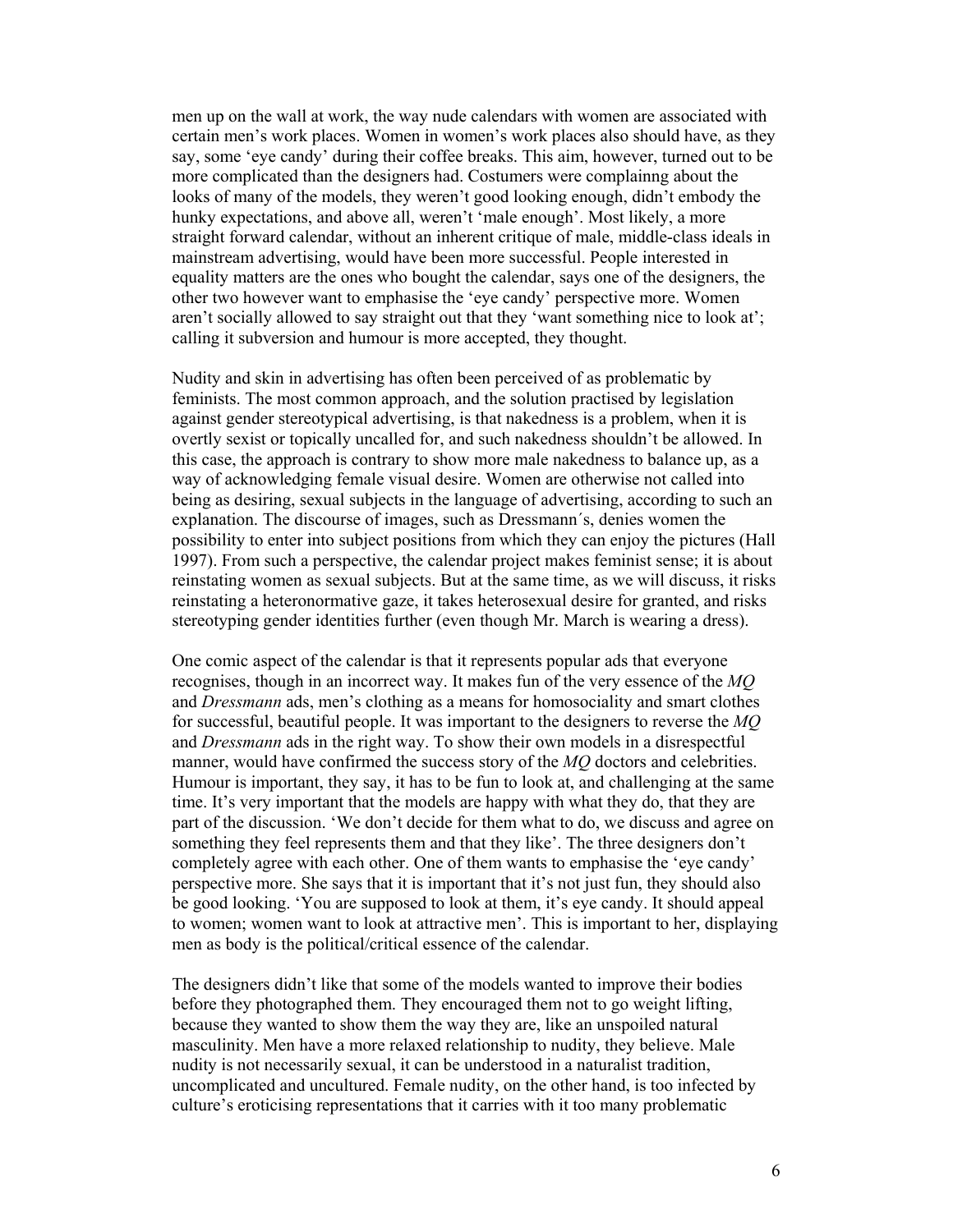men up on the wall at work, the way nude calendars with women are associated with certain men's work places. Women in women's work places also should have, as they say, some 'eye candy' during their coffee breaks. This aim, however, turned out to be more complicated than the designers had. Costumers were complainng about the looks of many of the models, they weren't good looking enough, didn't embody the hunky expectations, and above all, weren't 'male enough'. Most likely, a more straight forward calendar, without an inherent critique of male, middle-class ideals in mainstream advertising, would have been more successful. People interested in equality matters are the ones who bought the calendar, says one of the designers, the other two however want to emphasise the 'eye candy' perspective more. Women aren't socially allowed to say straight out that they 'want something nice to look at'; calling it subversion and humour is more accepted, they thought.

Nudity and skin in advertising has often been perceived of as problematic by feminists. The most common approach, and the solution practised by legislation against gender stereotypical advertising, is that nakedness is a problem, when it is overtly sexist or topically uncalled for, and such nakedness shouldn't be allowed. In this case, the approach is contrary to show more male nakedness to balance up, as a way of acknowledging female visual desire. Women are otherwise not called into being as desiring, sexual subjects in the language of advertising, according to such an explanation. The discourse of images, such as Dressmann´s, denies women the possibility to enter into subject positions from which they can enjoy the pictures (Hall 1997). From such a perspective, the calendar project makes feminist sense; it is about reinstating women as sexual subjects. But at the same time, as we will discuss, it risks reinstating a heteronormative gaze, it takes heterosexual desire for granted, and risks stereotyping gender identities further (even though Mr. March is wearing a dress).

One comic aspect of the calendar is that it represents popular ads that everyone recognises, though in an incorrect way. It makes fun of the very essence of the *MQ* and *Dressmann* ads, men's clothing as a means for homosociality and smart clothes for successful, beautiful people. It was important to the designers to reverse the *MQ* and *Dressmann* ads in the right way. To show their own models in a disrespectful manner, would have confirmed the success story of the *MQ* doctors and celebrities. Humour is important, they say, it has to be fun to look at, and challenging at the same time. It's very important that the models are happy with what they do, that they are part of the discussion. 'We don't decide for them what to do, we discuss and agree on something they feel represents them and that they like'. The three designers don't completely agree with each other. One of them wants to emphasise the 'eye candy' perspective more. She says that it is important that it's not just fun, they should also be good looking. 'You are supposed to look at them, it's eye candy. It should appeal to women; women want to look at attractive men'. This is important to her, displaying men as body is the political/critical essence of the calendar.

The designers didn't like that some of the models wanted to improve their bodies before they photographed them. They encouraged them not to go weight lifting, because they wanted to show them the way they are, like an unspoiled natural masculinity. Men have a more relaxed relationship to nudity, they believe. Male nudity is not necessarily sexual, it can be understood in a naturalist tradition, uncomplicated and uncultured. Female nudity, on the other hand, is too infected by culture's eroticising representations that it carries with it too many problematic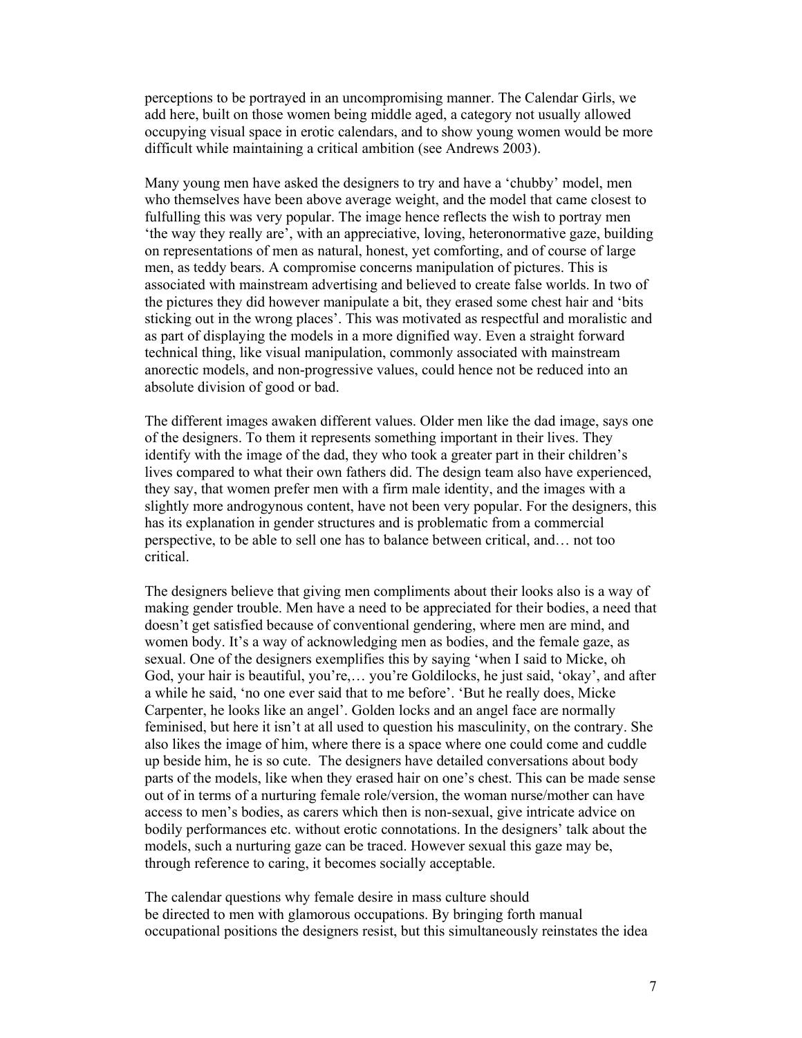perceptions to be portrayed in an uncompromising manner. The Calendar Girls, we add here, built on those women being middle aged, a category not usually allowed occupying visual space in erotic calendars, and to show young women would be more difficult while maintaining a critical ambition (see Andrews 2003).

Many young men have asked the designers to try and have a 'chubby' model, men who themselves have been above average weight, and the model that came closest to fulfulling this was very popular. The image hence reflects the wish to portray men 'the way they really are', with an appreciative, loving, heteronormative gaze, building on representations of men as natural, honest, yet comforting, and of course of large men, as teddy bears. A compromise concerns manipulation of pictures. This is associated with mainstream advertising and believed to create false worlds. In two of the pictures they did however manipulate a bit, they erased some chest hair and 'bits sticking out in the wrong places'. This was motivated as respectful and moralistic and as part of displaying the models in a more dignified way. Even a straight forward technical thing, like visual manipulation, commonly associated with mainstream anorectic models, and non-progressive values, could hence not be reduced into an absolute division of good or bad.

The different images awaken different values. Older men like the dad image, says one of the designers. To them it represents something important in their lives. They identify with the image of the dad, they who took a greater part in their children's lives compared to what their own fathers did. The design team also have experienced, they say, that women prefer men with a firm male identity, and the images with a slightly more androgynous content, have not been very popular. For the designers, this has its explanation in gender structures and is problematic from a commercial perspective, to be able to sell one has to balance between critical, and… not too critical.

The designers believe that giving men compliments about their looks also is a way of making gender trouble. Men have a need to be appreciated for their bodies, a need that doesn't get satisfied because of conventional gendering, where men are mind, and women body. It's a way of acknowledging men as bodies, and the female gaze, as sexual. One of the designers exemplifies this by saying 'when I said to Micke, oh God, your hair is beautiful, you're,… you're Goldilocks, he just said, 'okay', and after a while he said, 'no one ever said that to me before'. 'But he really does, Micke Carpenter, he looks like an angel'. Golden locks and an angel face are normally feminised, but here it isn't at all used to question his masculinity, on the contrary. She also likes the image of him, where there is a space where one could come and cuddle up beside him, he is so cute. The designers have detailed conversations about body parts of the models, like when they erased hair on one's chest. This can be made sense out of in terms of a nurturing female role/version, the woman nurse/mother can have access to men's bodies, as carers which then is non-sexual, give intricate advice on bodily performances etc. without erotic connotations. In the designers' talk about the models, such a nurturing gaze can be traced. However sexual this gaze may be, through reference to caring, it becomes socially acceptable.

The calendar questions why female desire in mass culture should be directed to men with glamorous occupations. By bringing forth manual occupational positions the designers resist, but this simultaneously reinstates the idea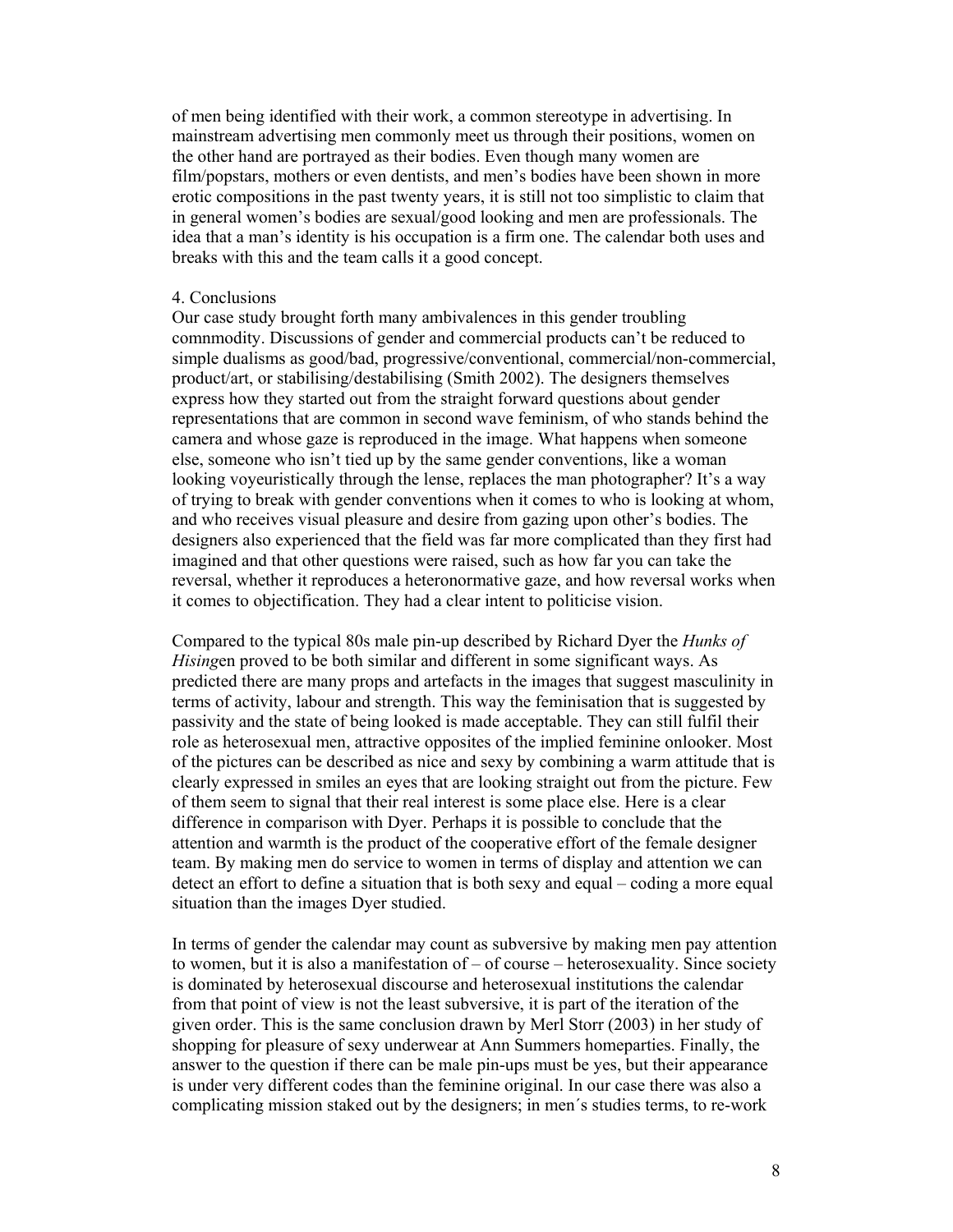of men being identified with their work, a common stereotype in advertising. In mainstream advertising men commonly meet us through their positions, women on the other hand are portrayed as their bodies. Even though many women are film/popstars, mothers or even dentists, and men's bodies have been shown in more erotic compositions in the past twenty years, it is still not too simplistic to claim that in general women's bodies are sexual/good looking and men are professionals. The idea that a man's identity is his occupation is a firm one. The calendar both uses and breaks with this and the team calls it a good concept.

## 4. Conclusions

Our case study brought forth many ambivalences in this gender troubling comnmodity. Discussions of gender and commercial products can't be reduced to simple dualisms as good/bad, progressive/conventional, commercial/non-commercial, product/art, or stabilising/destabilising (Smith 2002). The designers themselves express how they started out from the straight forward questions about gender representations that are common in second wave feminism, of who stands behind the camera and whose gaze is reproduced in the image. What happens when someone else, someone who isn't tied up by the same gender conventions, like a woman looking voyeuristically through the lense, replaces the man photographer? It's a way of trying to break with gender conventions when it comes to who is looking at whom, and who receives visual pleasure and desire from gazing upon other's bodies. The designers also experienced that the field was far more complicated than they first had imagined and that other questions were raised, such as how far you can take the reversal, whether it reproduces a heteronormative gaze, and how reversal works when it comes to objectification. They had a clear intent to politicise vision.

Compared to the typical 80s male pin-up described by Richard Dyer the *Hunks of Hising*en proved to be both similar and different in some significant ways. As predicted there are many props and artefacts in the images that suggest masculinity in terms of activity, labour and strength. This way the feminisation that is suggested by passivity and the state of being looked is made acceptable. They can still fulfil their role as heterosexual men, attractive opposites of the implied feminine onlooker. Most of the pictures can be described as nice and sexy by combining a warm attitude that is clearly expressed in smiles an eyes that are looking straight out from the picture. Few of them seem to signal that their real interest is some place else. Here is a clear difference in comparison with Dyer. Perhaps it is possible to conclude that the attention and warmth is the product of the cooperative effort of the female designer team. By making men do service to women in terms of display and attention we can detect an effort to define a situation that is both sexy and equal – coding a more equal situation than the images Dyer studied.

In terms of gender the calendar may count as subversive by making men pay attention to women, but it is also a manifestation of – of course – heterosexuality. Since society is dominated by heterosexual discourse and heterosexual institutions the calendar from that point of view is not the least subversive, it is part of the iteration of the given order. This is the same conclusion drawn by Merl Storr (2003) in her study of shopping for pleasure of sexy underwear at Ann Summers homeparties. Finally, the answer to the question if there can be male pin-ups must be yes, but their appearance is under very different codes than the feminine original. In our case there was also a complicating mission staked out by the designers; in men´s studies terms, to re-work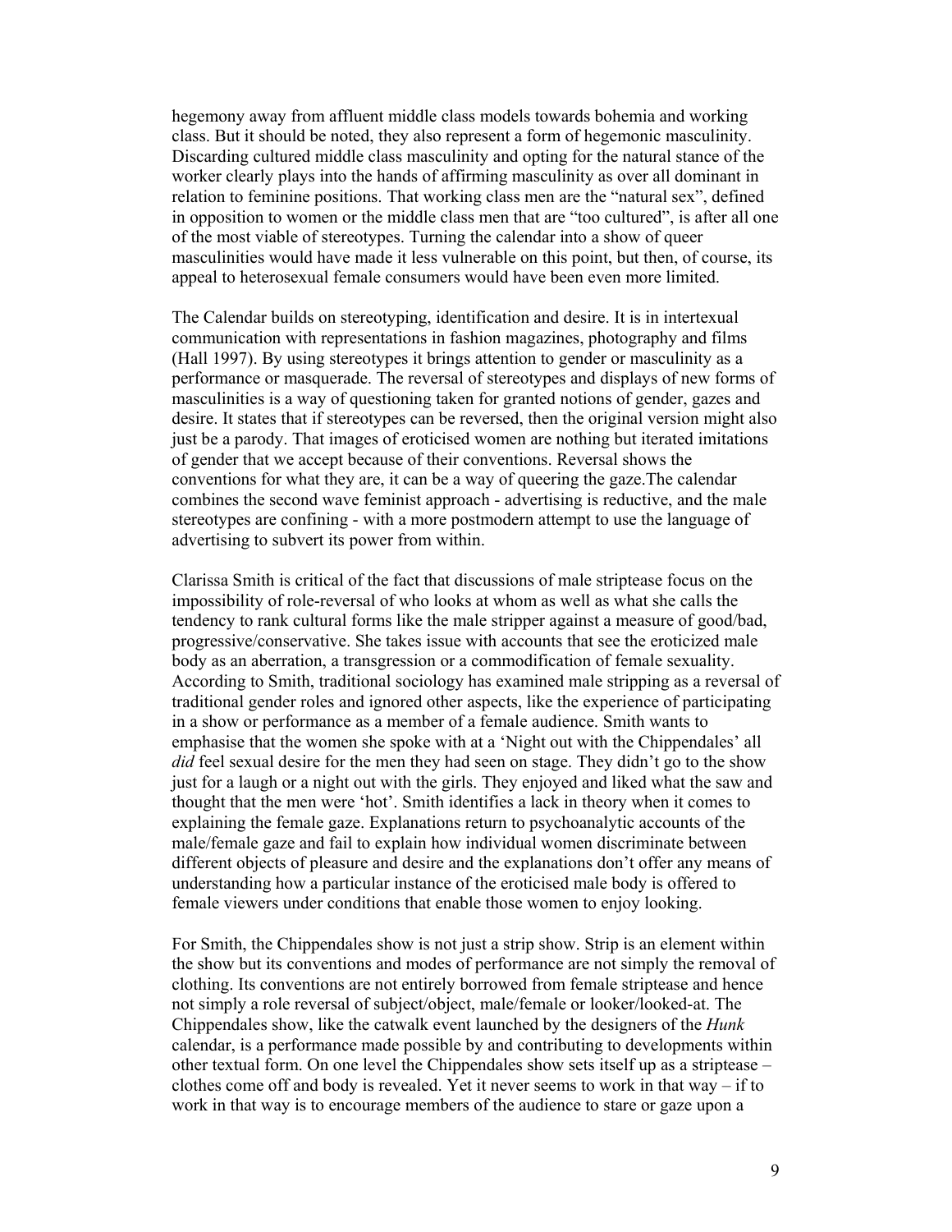hegemony away from affluent middle class models towards bohemia and working class. But it should be noted, they also represent a form of hegemonic masculinity. Discarding cultured middle class masculinity and opting for the natural stance of the worker clearly plays into the hands of affirming masculinity as over all dominant in relation to feminine positions. That working class men are the "natural sex", defined in opposition to women or the middle class men that are "too cultured", is after all one of the most viable of stereotypes. Turning the calendar into a show of queer masculinities would have made it less vulnerable on this point, but then, of course, its appeal to heterosexual female consumers would have been even more limited.

The Calendar builds on stereotyping, identification and desire. It is in intertexual communication with representations in fashion magazines, photography and films (Hall 1997). By using stereotypes it brings attention to gender or masculinity as a performance or masquerade. The reversal of stereotypes and displays of new forms of masculinities is a way of questioning taken for granted notions of gender, gazes and desire. It states that if stereotypes can be reversed, then the original version might also just be a parody. That images of eroticised women are nothing but iterated imitations of gender that we accept because of their conventions. Reversal shows the conventions for what they are, it can be a way of queering the gaze.The calendar combines the second wave feminist approach - advertising is reductive, and the male stereotypes are confining - with a more postmodern attempt to use the language of advertising to subvert its power from within.

Clarissa Smith is critical of the fact that discussions of male striptease focus on the impossibility of role-reversal of who looks at whom as well as what she calls the tendency to rank cultural forms like the male stripper against a measure of good/bad, progressive/conservative. She takes issue with accounts that see the eroticized male body as an aberration, a transgression or a commodification of female sexuality. According to Smith, traditional sociology has examined male stripping as a reversal of traditional gender roles and ignored other aspects, like the experience of participating in a show or performance as a member of a female audience. Smith wants to emphasise that the women she spoke with at a 'Night out with the Chippendales' all *did* feel sexual desire for the men they had seen on stage. They didn't go to the show just for a laugh or a night out with the girls. They enjoyed and liked what the saw and thought that the men were 'hot'. Smith identifies a lack in theory when it comes to explaining the female gaze. Explanations return to psychoanalytic accounts of the male/female gaze and fail to explain how individual women discriminate between different objects of pleasure and desire and the explanations don't offer any means of understanding how a particular instance of the eroticised male body is offered to female viewers under conditions that enable those women to enjoy looking.

For Smith, the Chippendales show is not just a strip show. Strip is an element within the show but its conventions and modes of performance are not simply the removal of clothing. Its conventions are not entirely borrowed from female striptease and hence not simply a role reversal of subject/object, male/female or looker/looked-at. The Chippendales show, like the catwalk event launched by the designers of the *Hunk* calendar, is a performance made possible by and contributing to developments within other textual form. On one level the Chippendales show sets itself up as a striptease – clothes come off and body is revealed. Yet it never seems to work in that way – if to work in that way is to encourage members of the audience to stare or gaze upon a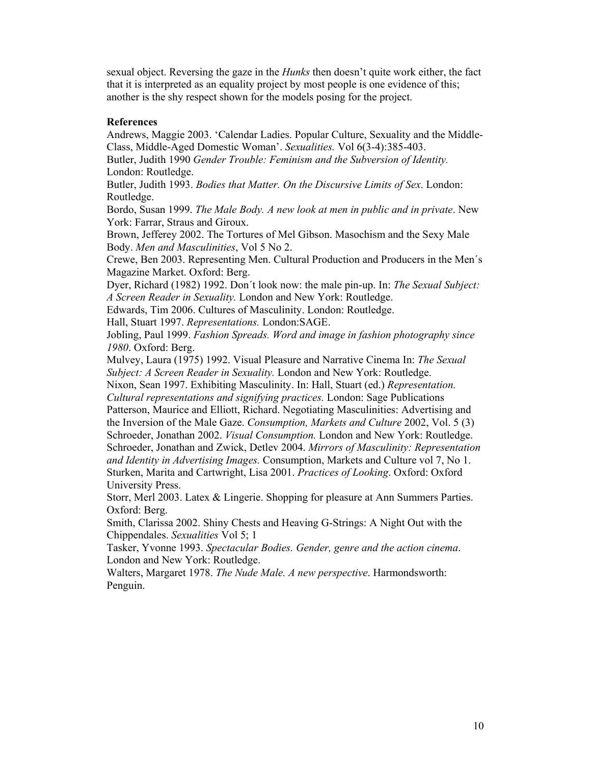sexual object. Reversing the gaze in the *Hunks* then doesn't quite work either, the fact that it is interpreted as an equality project by most people is one evidence of this; another is the shy respect shown for the models posing for the project.

**References**

Andrews, Maggie 2003. 'Calendar Ladies. Popular Culture, Sexuality and the Middle-Class, Middle-Aged Domestic Woman'. *Sexualities.* Vol 6(3-4):385-403.

Butler, Judith 1990 *Gender Trouble: Feminism and the Subversion of Identity.* London: Routledge.

Butler, Judith 1993. *Bodies that Matter. On the Discursive Limits of Sex*. London: Routledge.

Bordo, Susan 1999. *The Male Body. A new look at men in public and in private*. New York: Farrar, Straus and Giroux.

Brown, Jefferey 2002. The Tortures of Mel Gibson. Masochism and the Sexy Male Body. *Men and Masculinities*, Vol 5 No 2.

Crewe, Ben 2003. Representing Men. Cultural Production and Producers in the Men´s Magazine Market. Oxford: Berg.

Dyer, Richard (1982) 1992. Don´t look now: the male pin-up. In: *The Sexual Subject: A Screen Reader in Sexuality.* London and New York: Routledge.

Edwards, Tim 2006. Cultures of Masculinity. London: Routledge.

Hall, Stuart 1997. *Representations.* London:SAGE.

Jobling, Paul 1999. *Fashion Spreads. Word and image in fashion photography since 1980*. Oxford: Berg.

Mulvey, Laura (1975) 1992. Visual Pleasure and Narrative Cinema In: *The Sexual Subject: A Screen Reader in Sexuality.* London and New York: Routledge.

Nixon, Sean 1997. Exhibiting Masculinity. In: Hall, Stuart (ed.) *Representation. Cultural representations and signifying practices.* London: Sage Publications

Patterson, Maurice and Elliott, Richard. Negotiating Masculinities: Advertising and the Inversion of the Male Gaze. *Consumption, Markets and Culture* 2002, Vol. 5 (3)

Schroeder, Jonathan 2002. *Visual Consumption.* London and New York: Routledge.

Schroeder, Jonathan and Zwick, Detlev 2004. *Mirrors of Masculinity: Representation and Identity in Advertising Images.* Consumption, Markets and Culture vol 7, No 1.

Sturken, Marita and Cartwright, Lisa 2001. *Practices of Looking*. Oxford: Oxford University Press.

Storr, Merl 2003. Latex & Lingerie. Shopping for pleasure at Ann Summers Parties. Oxford: Berg.

Smith, Clarissa 2002. Shiny Chests and Heaving G-Strings: A Night Out with the Chippendales. *Sexualities* Vol 5; 1

Tasker, Yvonne 1993. *Spectacular Bodies. Gender, genre and the action cinema*. London and New York: Routledge.

Walters, Margaret 1978. *The Nude Male. A new perspective*. Harmondsworth: Penguin.